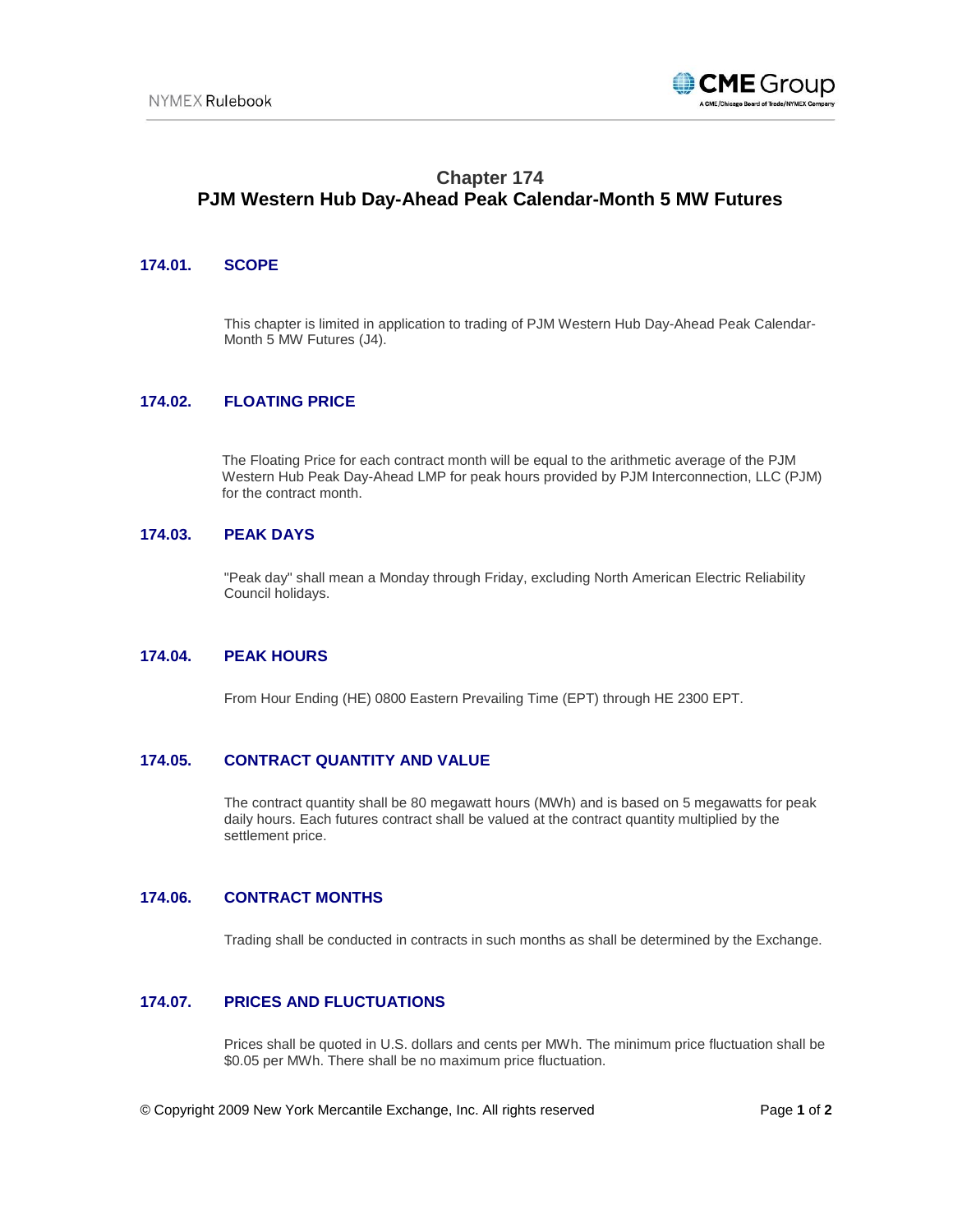# Chapter 174
# PJM Western Hub Day-Ahead Peak Calendar-Month 5 MW Futures

## 174.01. SCOPE

This chapter is limited in application to trading of PJM Western Hub Day-Ahead Peak Calendar-Month 5 MW Futures (J4).

## 174.02. FLOATING PRICE

The Floating Price for each contract month will be equal to the arithmetic average of the PJM Western Hub Peak Day-Ahead LMP for peak hours provided by PJM Interconnection, LLC (PJM) for the contract month.

## 174.03. PEAK DAYS

"Peak day" shall mean a Monday through Friday, excluding North American Electric Reliability Council holidays.

## 174.04. PEAK HOURS

From Hour Ending (HE) 0800 Eastern Prevailing Time (EPT) through HE 2300 EPT.

## 174.05. CONTRACT QUANTITY AND VALUE

The contract quantity shall be 80 megawatt hours (MWh) and is based on 5 megawatts for peak daily hours. Each futures contract shall be valued at the contract quantity multiplied by the settlement price.

## 174.06. CONTRACT MONTHS

Trading shall be conducted in contracts in such months as shall be determined by the Exchange.

## 174.07. PRICES AND FLUCTUATIONS

Prices shall be quoted in U.S. dollars and cents per MWh. The minimum price fluctuation shall be $0.05 per MWh. There shall be no maximum price fluctuation.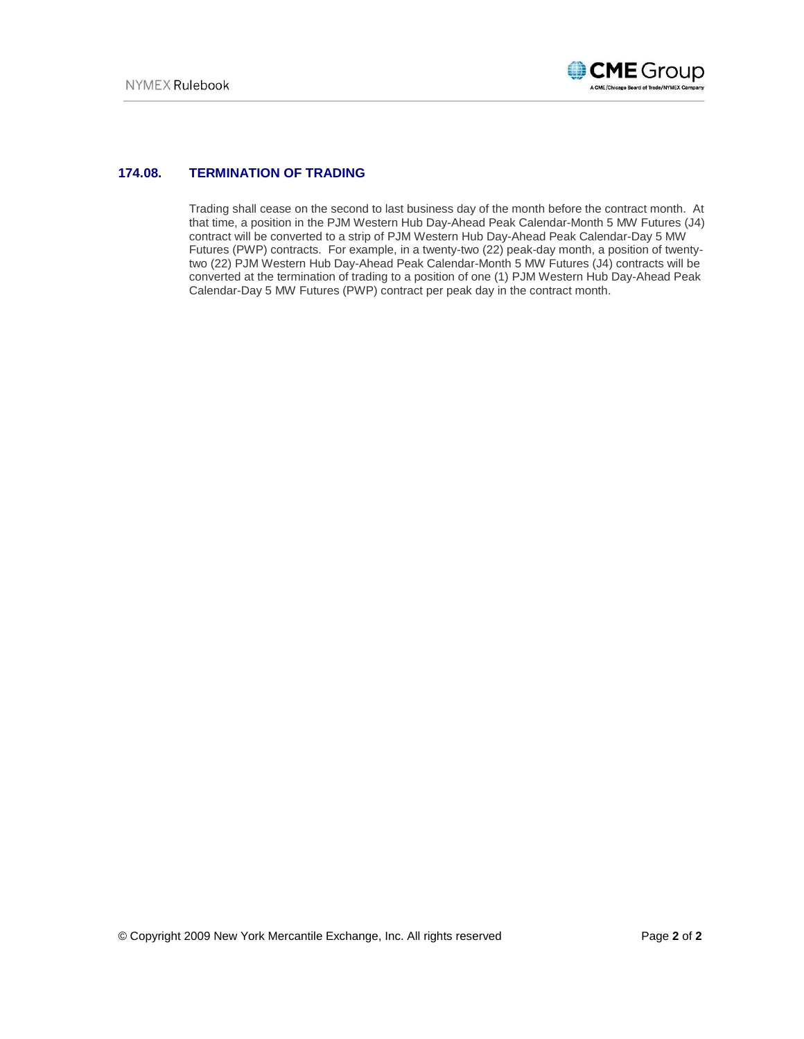### 174.08. TERMINATION OF TRADING

Trading shall cease on the second to last business day of the month before the contract month. At that time, a position in the PJM Western Hub Day-Ahead Peak Calendar-Month 5 MW Futures (J4) contract will be converted to a strip of PJM Western Hub Day-Ahead Peak Calendar-Day 5 MW Futures (PWP) contracts. For example, in a twenty-two (22) peak-day month, a position of twenty-two (22) PJM Western Hub Day-Ahead Peak Calendar-Month 5 MW Futures (J4) contracts will be converted at the termination of trading to a position of one (1) PJM Western Hub Day-Ahead Peak Calendar-Day 5 MW Futures (PWP) contract per peak day in the contract month.